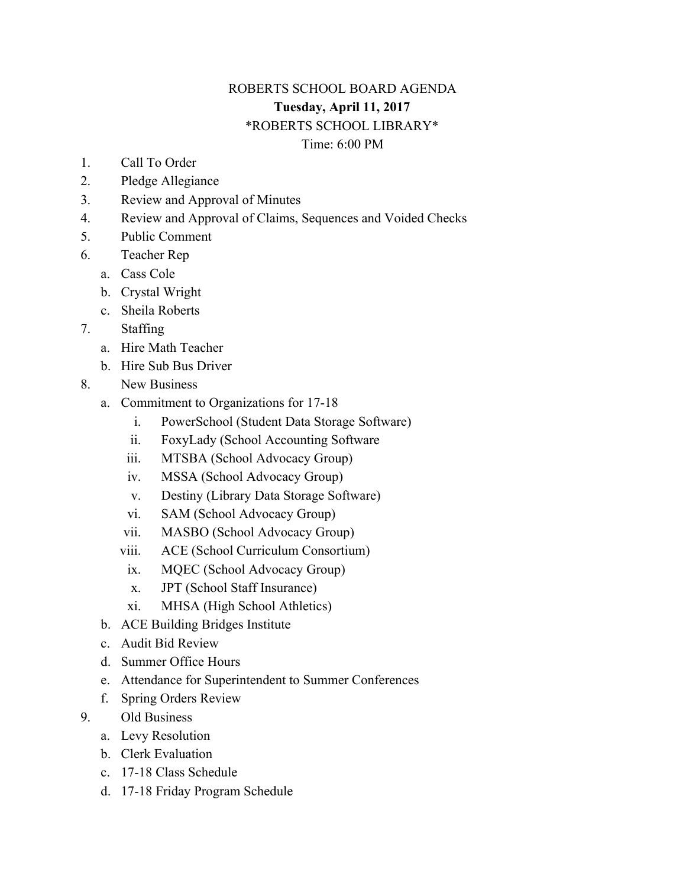# ROBERTS SCHOOL BOARD AGENDA

**Tuesday, April 11, 2017**

*ROBERTS SCHOOL LIBRARY*

Time: 6:00 PM

1. Call To Order
2. Pledge Allegiance
3. Review and Approval of Minutes
4. Review and Approval of Claims, Sequences and Voided Checks
5. Public Comment
6. Teacher Rep
   a. Cass Cole
   b. Crystal Wright
   c. Sheila Roberts
7. Staffing
   a. Hire Math Teacher
   b. Hire Sub Bus Driver
8. New Business
   a. Commitment to Organizations for 17-18
      i. PowerSchool (Student Data Storage Software)
      ii. FoxyLady (School Accounting Software
      iii. MTSBA (School Advocacy Group)
      iv. MSSA (School Advocacy Group)
      v. Destiny (Library Data Storage Software)
      vi. SAM (School Advocacy Group)
      vii. MASBO (School Advocacy Group)
      viii. ACE (School Curriculum Consortium)
      ix. MQEC (School Advocacy Group)
      x. JPT (School Staff Insurance)
      xi. MHSA (High School Athletics)
   b. ACE Building Bridges Institute
   c. Audit Bid Review
   d. Summer Office Hours
   e. Attendance for Superintendent to Summer Conferences
   f. Spring Orders Review
9. Old Business
   a. Levy Resolution
   b. Clerk Evaluation
   c. 17-18 Class Schedule
   d. 17-18 Friday Program Schedule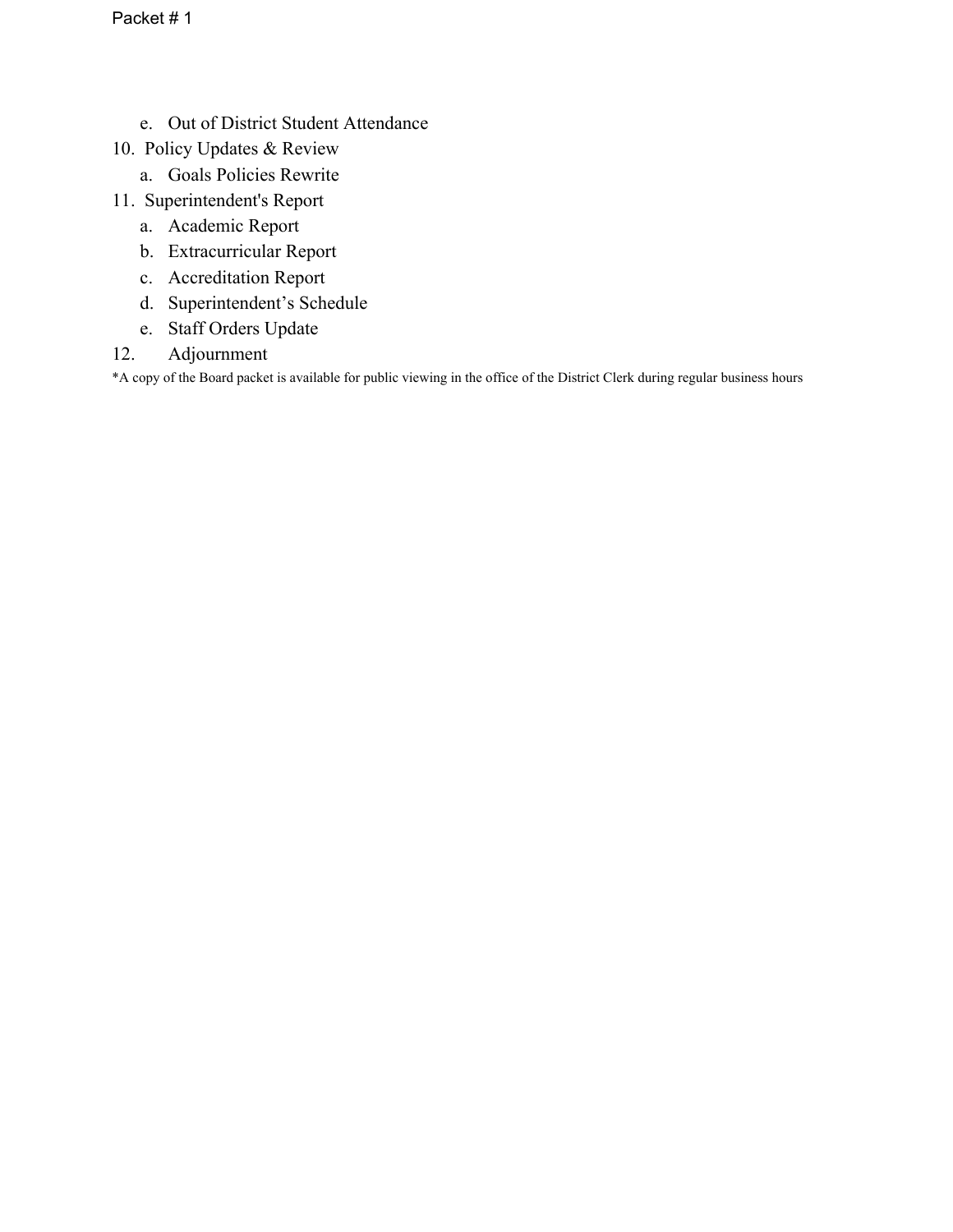e. Out of District Student Attendance

10. Policy Updates & Review
    a. Goals Policies Rewrite
11. Superintendent's Report
    a. Academic Report
    b. Extracurricular Report
    c. Accreditation Report
    d. Superintendent's Schedule
    e. Staff Orders Update
12. Adjournment

*A copy of the Board packet is available for public viewing in the office of the District Clerk during regular business hours